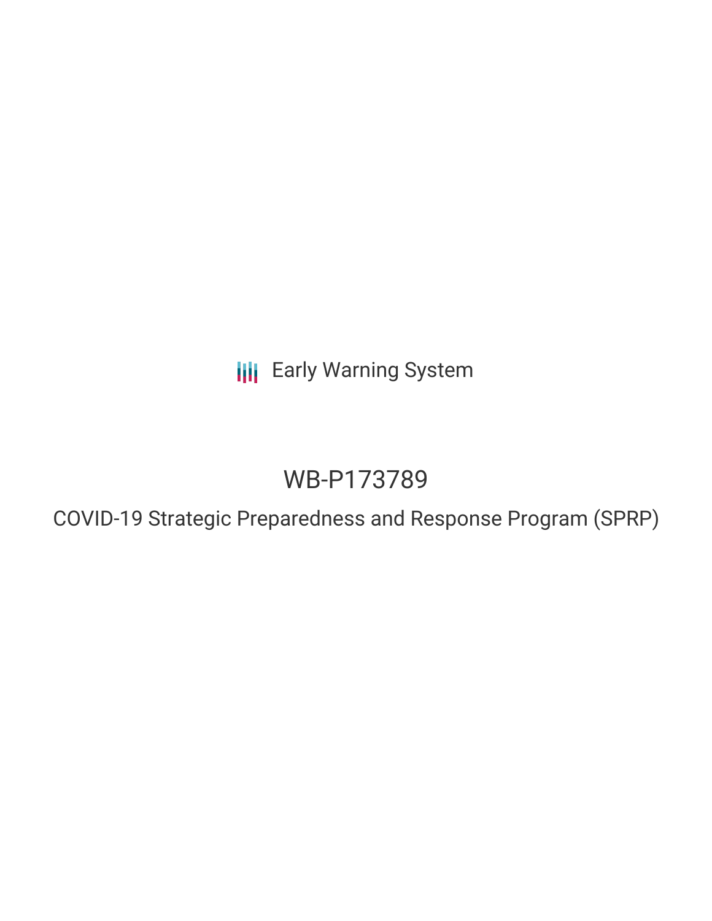Early Warning System

# WB-P173789

## COVID-19 Strategic Preparedness and Response Program (SPRP)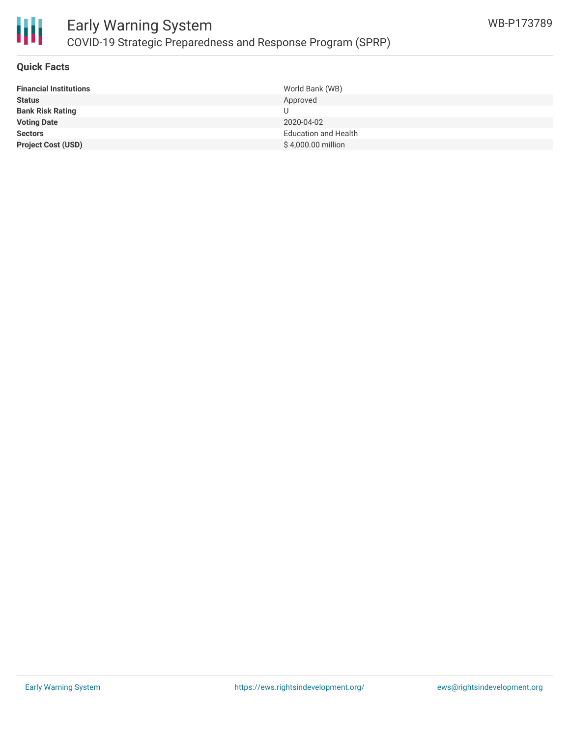# Early Warning System

## COVID-19 Strategic Preparedness and Response Program (SPRP)

WB-P173789

### Quick Facts

| | |
|---|---|
| **Financial Institutions** | World Bank (WB) |
| **Status** | Approved |
| **Bank Risk Rating** | U |
| **Voting Date** | 2020-04-02 |
| **Sectors** | Education and Health |
| **Project Cost (USD)** | $ 4,000.00 million |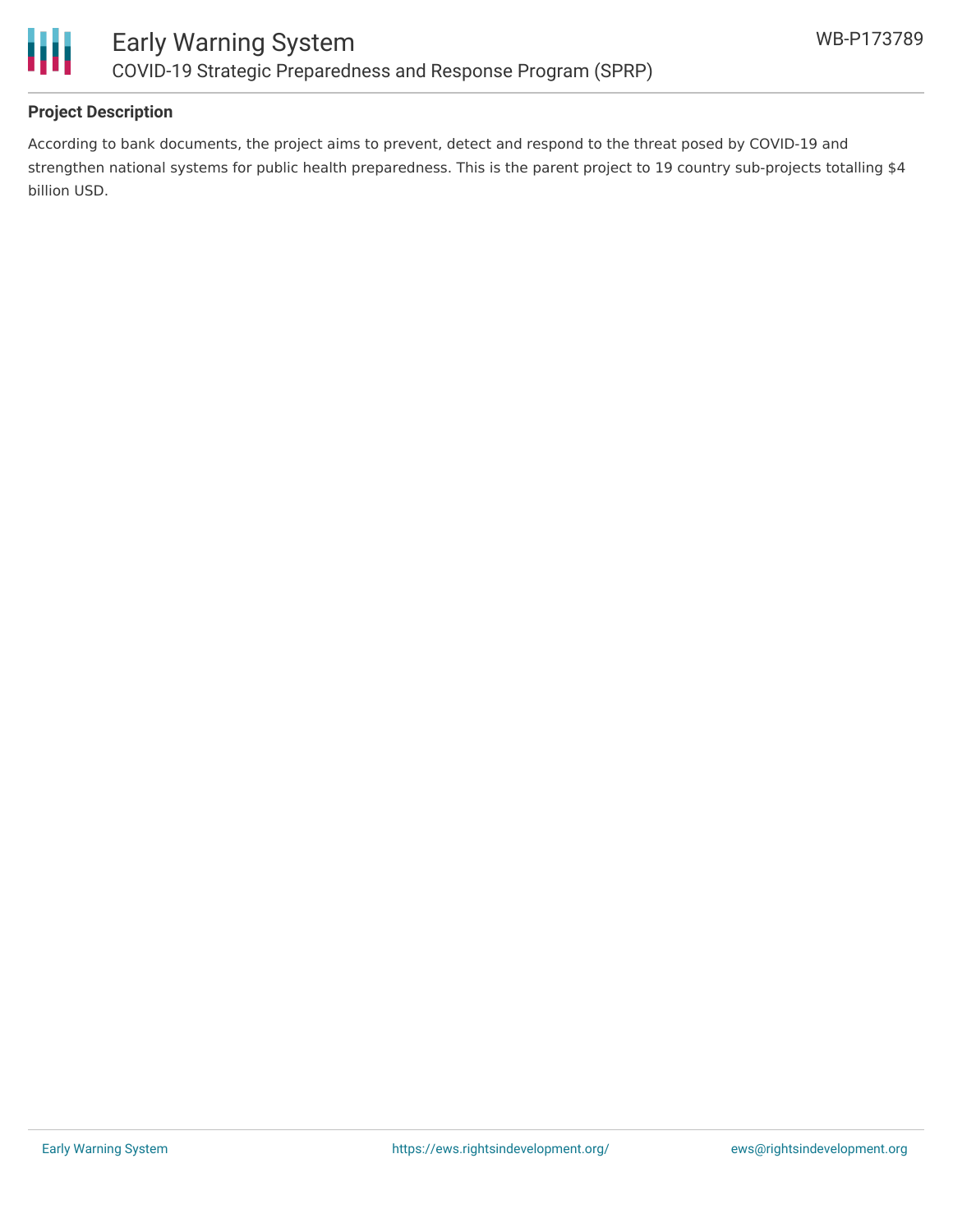## Project Description

According to bank documents, the project aims to prevent, detect and respond to the threat posed by COVID-19 and strengthen national systems for public health preparedness. This is the parent project to 19 country sub-projects totalling $4 billion USD.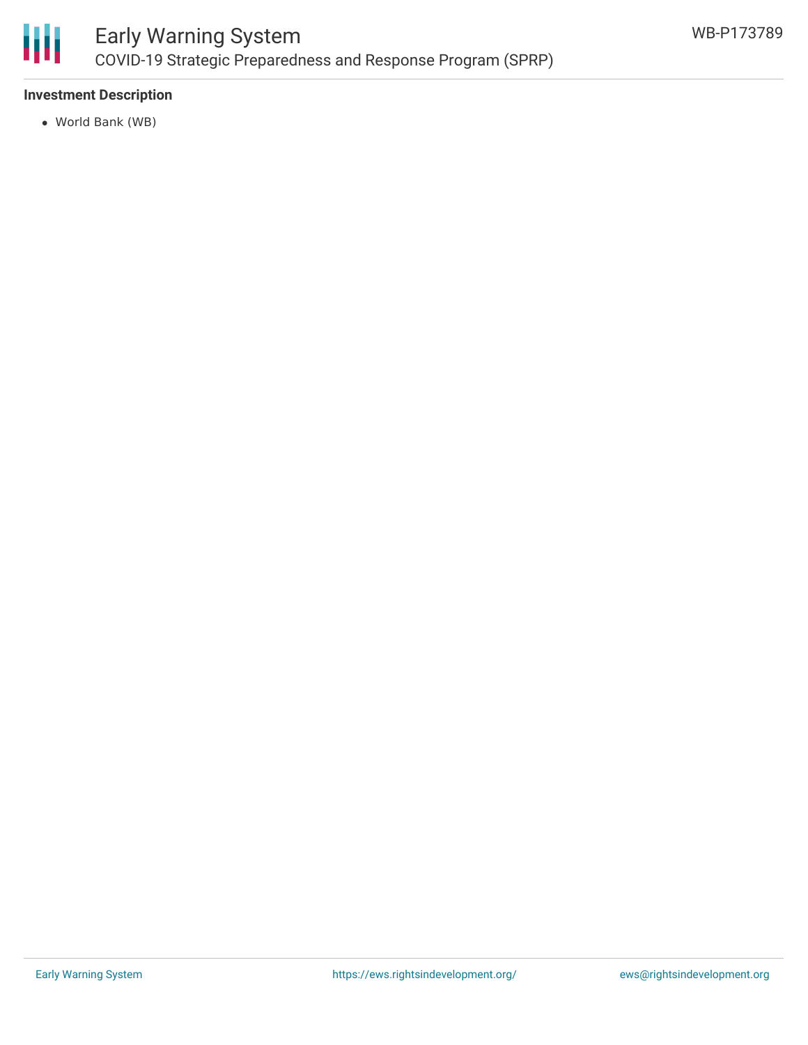**Investment Description**

- World Bank (WB)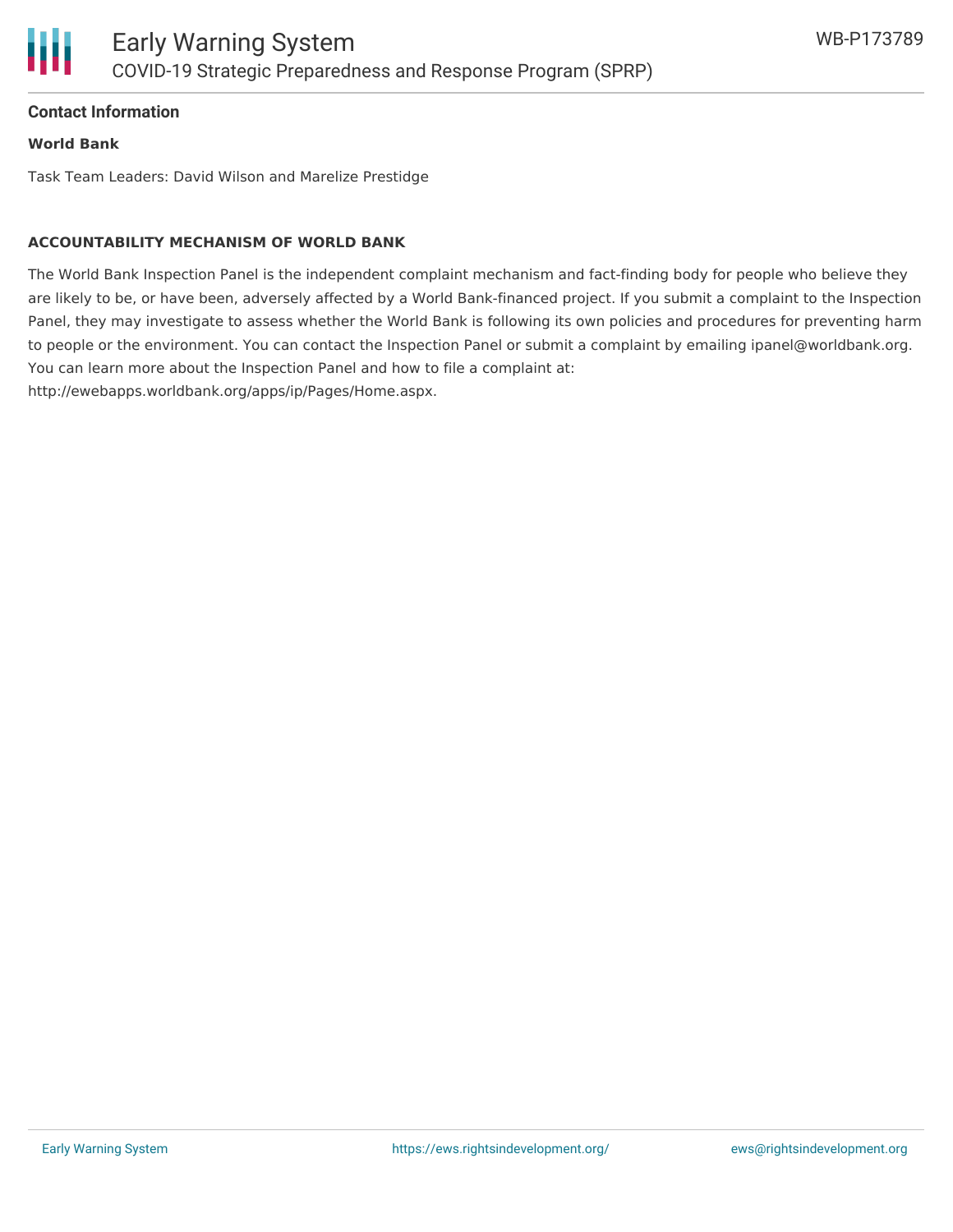## Contact Information

**World Bank**

Task Team Leaders: David Wilson and Marelize Prestidge

**ACCOUNTABILITY MECHANISM OF WORLD BANK**

The World Bank Inspection Panel is the independent complaint mechanism and fact-finding body for people who believe they are likely to be, or have been, adversely affected by a World Bank-financed project. If you submit a complaint to the Inspection Panel, they may investigate to assess whether the World Bank is following its own policies and procedures for preventing harm to people or the environment. You can contact the Inspection Panel or submit a complaint by emailing ipanel@worldbank.org. You can learn more about the Inspection Panel and how to file a complaint at: http://ewebapps.worldbank.org/apps/ip/Pages/Home.aspx.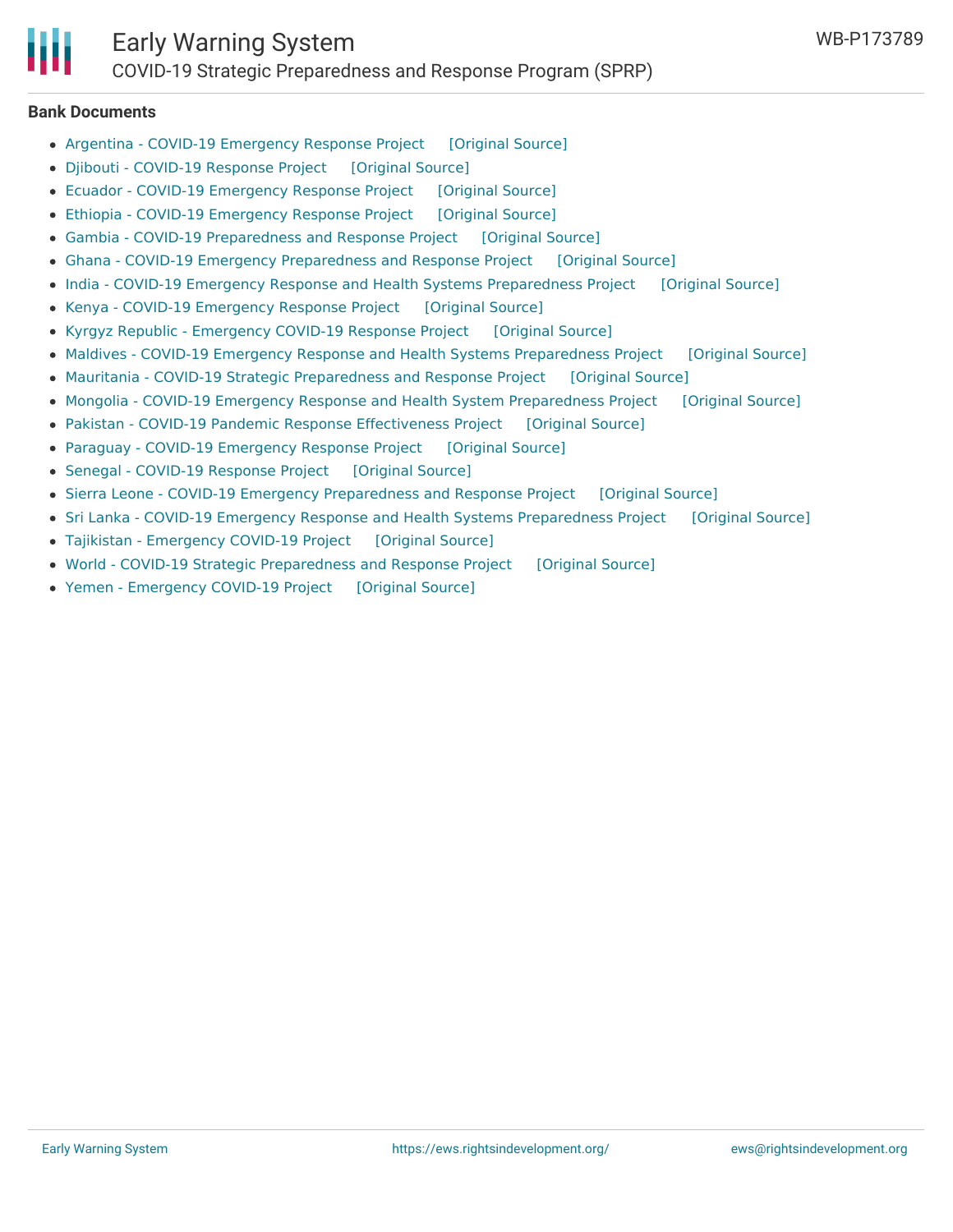### Bank Documents

- Argentina - COVID-19 Emergency Response Project [Original Source]
- Djibouti - COVID-19 Response Project [Original Source]
- Ecuador - COVID-19 Emergency Response Project [Original Source]
- Ethiopia - COVID-19 Emergency Response Project [Original Source]
- Gambia - COVID-19 Preparedness and Response Project [Original Source]
- Ghana - COVID-19 Emergency Preparedness and Response Project [Original Source]
- India - COVID-19 Emergency Response and Health Systems Preparedness Project [Original Source]
- Kenya - COVID-19 Emergency Response Project [Original Source]
- Kyrgyz Republic - Emergency COVID-19 Response Project [Original Source]
- Maldives - COVID-19 Emergency Response and Health Systems Preparedness Project [Original Source]
- Mauritania - COVID-19 Strategic Preparedness and Response Project [Original Source]
- Mongolia - COVID-19 Emergency Response and Health System Preparedness Project [Original Source]
- Pakistan - COVID-19 Pandemic Response Effectiveness Project [Original Source]
- Paraguay - COVID-19 Emergency Response Project [Original Source]
- Senegal - COVID-19 Response Project [Original Source]
- Sierra Leone - COVID-19 Emergency Preparedness and Response Project [Original Source]
- Sri Lanka - COVID-19 Emergency Response and Health Systems Preparedness Project [Original Source]
- Tajikistan - Emergency COVID-19 Project [Original Source]
- World - COVID-19 Strategic Preparedness and Response Project [Original Source]
- Yemen - Emergency COVID-19 Project [Original Source]